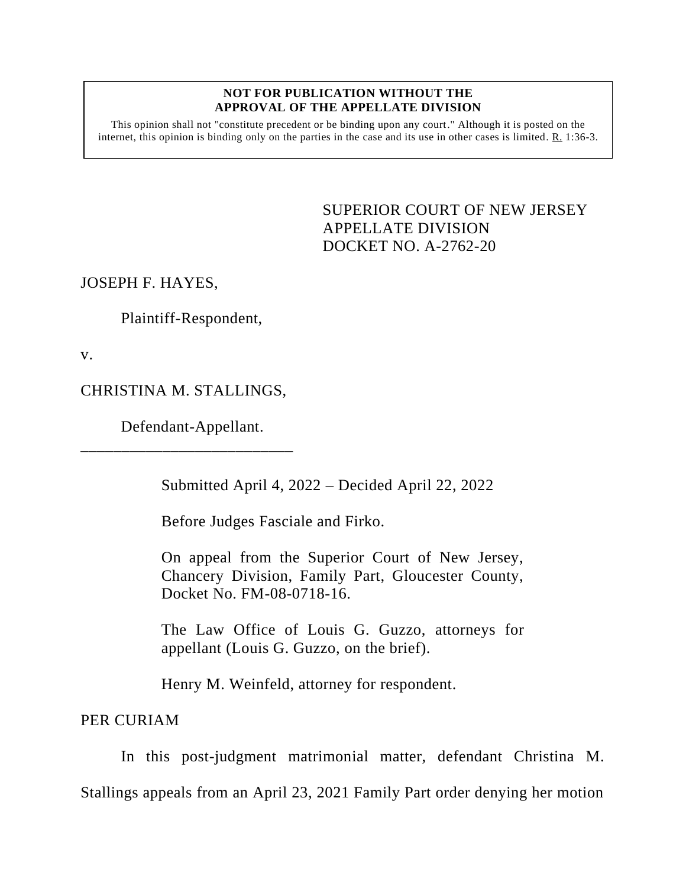**NOT FOR PUBLICATION WITHOUT THE APPROVAL OF THE APPELLATE DIVISION**

This opinion shall not "constitute precedent or be binding upon any court." Although it is posted on the internet, this opinion is binding only on the parties in the case and its use in other cases is limited. R. 1:36-3.

SUPERIOR COURT OF NEW JERSEY
APPELLATE DIVISION
DOCKET NO. A-2762-20

JOSEPH F. HAYES,

Plaintiff-Respondent,

v.

CHRISTINA M. STALLINGS,

Defendant-Appellant.

___________________________

Submitted April 4, 2022 – Decided April 22, 2022

Before Judges Fasciale and Firko.

On appeal from the Superior Court of New Jersey, Chancery Division, Family Part, Gloucester County, Docket No. FM-08-0718-16.

The Law Office of Louis G. Guzzo, attorneys for appellant (Louis G. Guzzo, on the brief).

Henry M. Weinfeld, attorney for respondent.

PER CURIAM

In this post-judgment matrimonial matter, defendant Christina M. Stallings appeals from an April 23, 2021 Family Part order denying her motion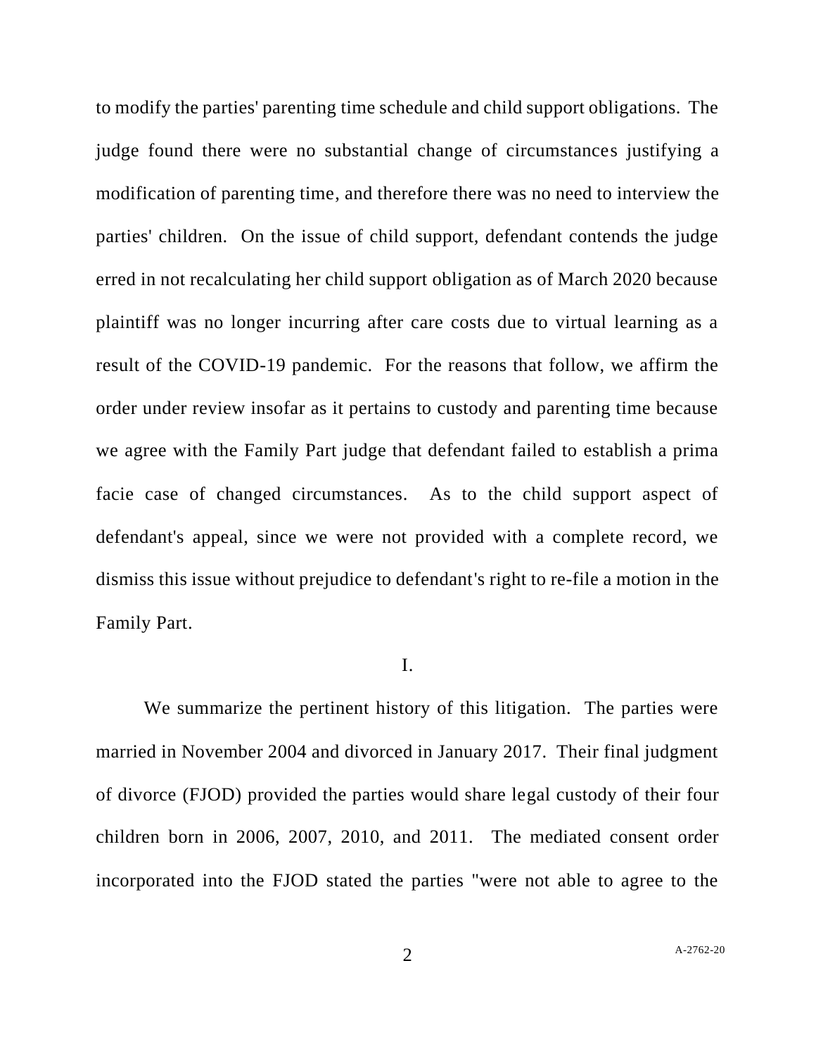to modify the parties' parenting time schedule and child support obligations. The judge found there were no substantial change of circumstances justifying a modification of parenting time, and therefore there was no need to interview the parties' children. On the issue of child support, defendant contends the judge erred in not recalculating her child support obligation as of March 2020 because plaintiff was no longer incurring after care costs due to virtual learning as a result of the COVID-19 pandemic. For the reasons that follow, we affirm the order under review insofar as it pertains to custody and parenting time because we agree with the Family Part judge that defendant failed to establish a prima facie case of changed circumstances. As to the child support aspect of defendant's appeal, since we were not provided with a complete record, we dismiss this issue without prejudice to defendant's right to re-file a motion in the Family Part.

I.

We summarize the pertinent history of this litigation. The parties were married in November 2004 and divorced in January 2017. Their final judgment of divorce (FJOD) provided the parties would share legal custody of their four children born in 2006, 2007, 2010, and 2011. The mediated consent order incorporated into the FJOD stated the parties "were not able to agree to the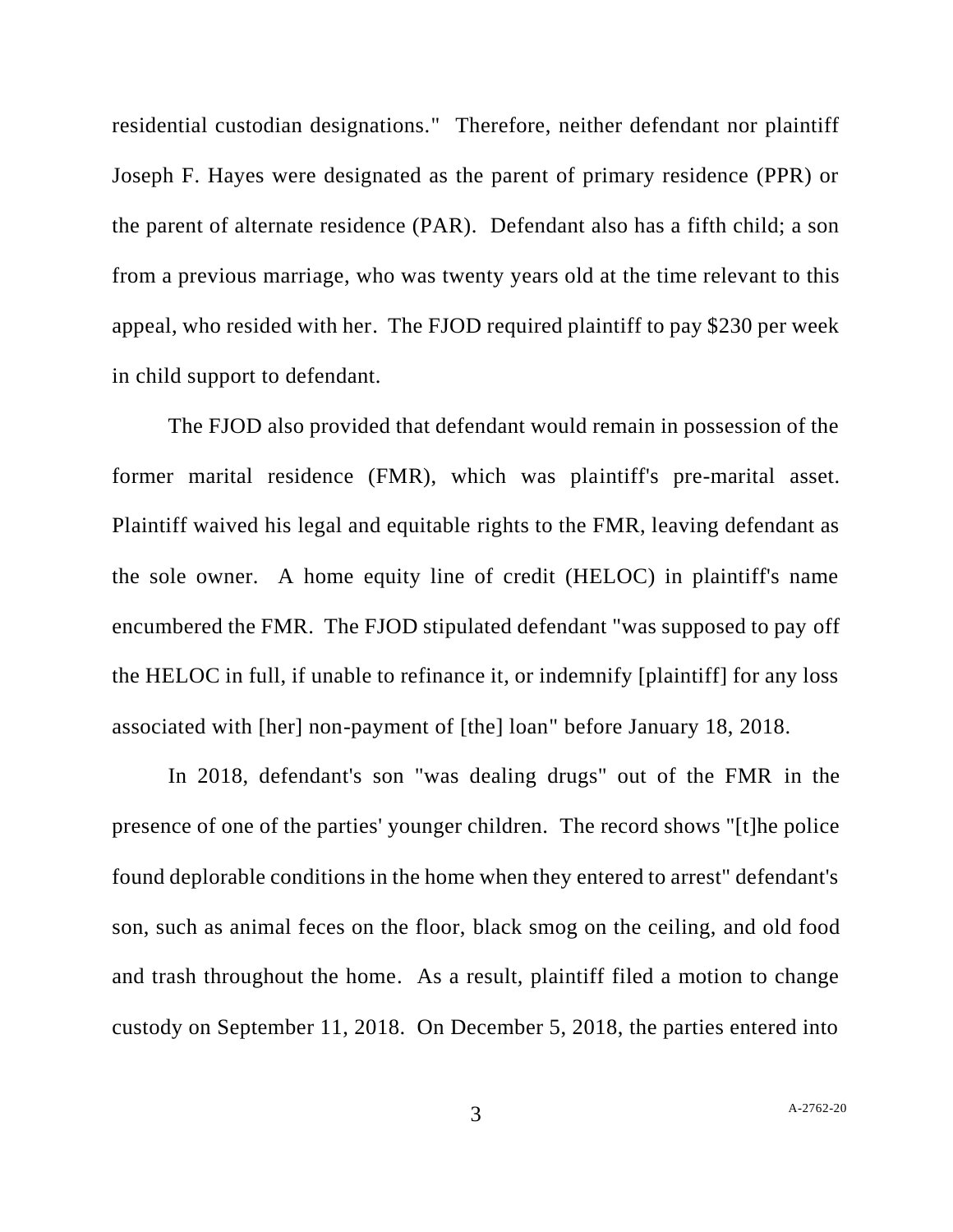residential custodian designations." Therefore, neither defendant nor plaintiff Joseph F. Hayes were designated as the parent of primary residence (PPR) or the parent of alternate residence (PAR). Defendant also has a fifth child; a son from a previous marriage, who was twenty years old at the time relevant to this appeal, who resided with her. The FJOD required plaintiff to pay $230 per week in child support to defendant.

The FJOD also provided that defendant would remain in possession of the former marital residence (FMR), which was plaintiff's pre-marital asset. Plaintiff waived his legal and equitable rights to the FMR, leaving defendant as the sole owner. A home equity line of credit (HELOC) in plaintiff's name encumbered the FMR. The FJOD stipulated defendant "was supposed to pay off the HELOC in full, if unable to refinance it, or indemnify [plaintiff] for any loss associated with [her] non-payment of [the] loan" before January 18, 2018.

In 2018, defendant's son "was dealing drugs" out of the FMR in the presence of one of the parties' younger children. The record shows "[t]he police found deplorable conditions in the home when they entered to arrest" defendant's son, such as animal feces on the floor, black smog on the ceiling, and old food and trash throughout the home. As a result, plaintiff filed a motion to change custody on September 11, 2018. On December 5, 2018, the parties entered into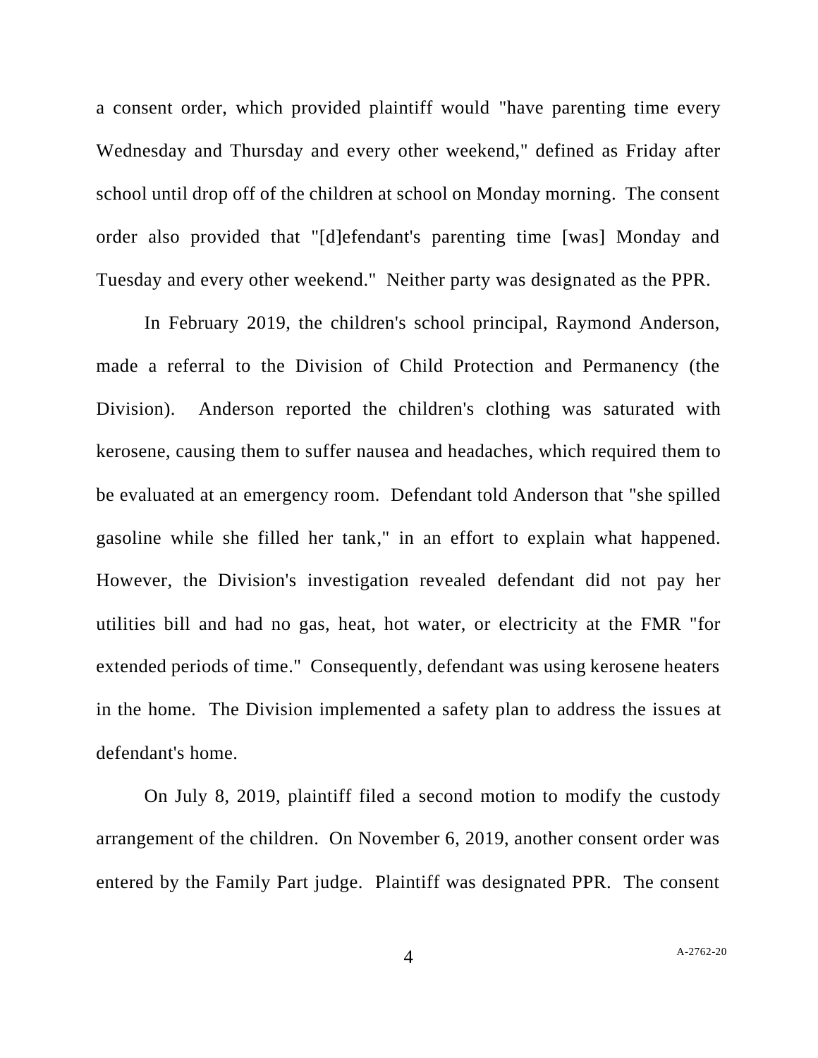a consent order, which provided plaintiff would "have parenting time every Wednesday and Thursday and every other weekend," defined as Friday after school until drop off of the children at school on Monday morning. The consent order also provided that "[d]efendant's parenting time [was] Monday and Tuesday and every other weekend." Neither party was designated as the PPR.

In February 2019, the children's school principal, Raymond Anderson, made a referral to the Division of Child Protection and Permanency (the Division). Anderson reported the children's clothing was saturated with kerosene, causing them to suffer nausea and headaches, which required them to be evaluated at an emergency room. Defendant told Anderson that "she spilled gasoline while she filled her tank," in an effort to explain what happened. However, the Division's investigation revealed defendant did not pay her utilities bill and had no gas, heat, hot water, or electricity at the FMR "for extended periods of time." Consequently, defendant was using kerosene heaters in the home. The Division implemented a safety plan to address the issues at defendant's home.

On July 8, 2019, plaintiff filed a second motion to modify the custody arrangement of the children. On November 6, 2019, another consent order was entered by the Family Part judge. Plaintiff was designated PPR. The consent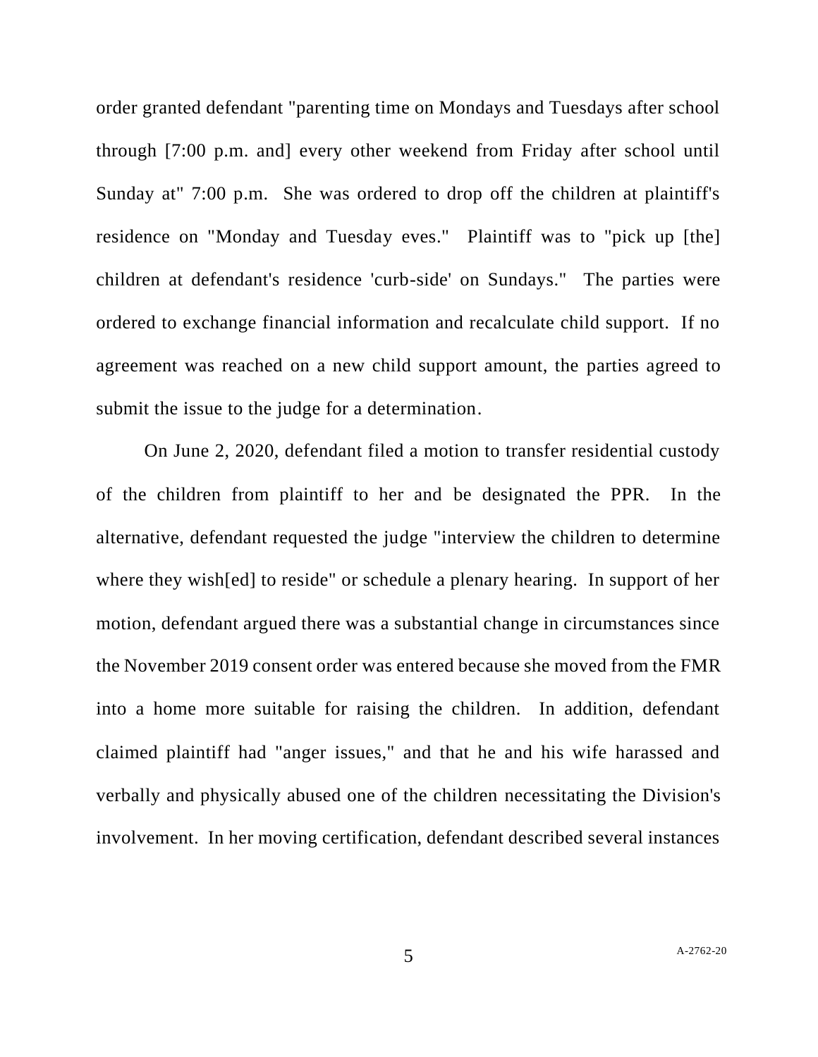order granted defendant "parenting time on Mondays and Tuesdays after school through [7:00 p.m. and] every other weekend from Friday after school until Sunday at" 7:00 p.m. She was ordered to drop off the children at plaintiff's residence on "Monday and Tuesday eves." Plaintiff was to "pick up [the] children at defendant's residence 'curb-side' on Sundays." The parties were ordered to exchange financial information and recalculate child support. If no agreement was reached on a new child support amount, the parties agreed to submit the issue to the judge for a determination.

On June 2, 2020, defendant filed a motion to transfer residential custody of the children from plaintiff to her and be designated the PPR. In the alternative, defendant requested the judge "interview the children to determine where they wish[ed] to reside" or schedule a plenary hearing. In support of her motion, defendant argued there was a substantial change in circumstances since the November 2019 consent order was entered because she moved from the FMR into a home more suitable for raising the children. In addition, defendant claimed plaintiff had "anger issues," and that he and his wife harassed and verbally and physically abused one of the children necessitating the Division's involvement. In her moving certification, defendant described several instances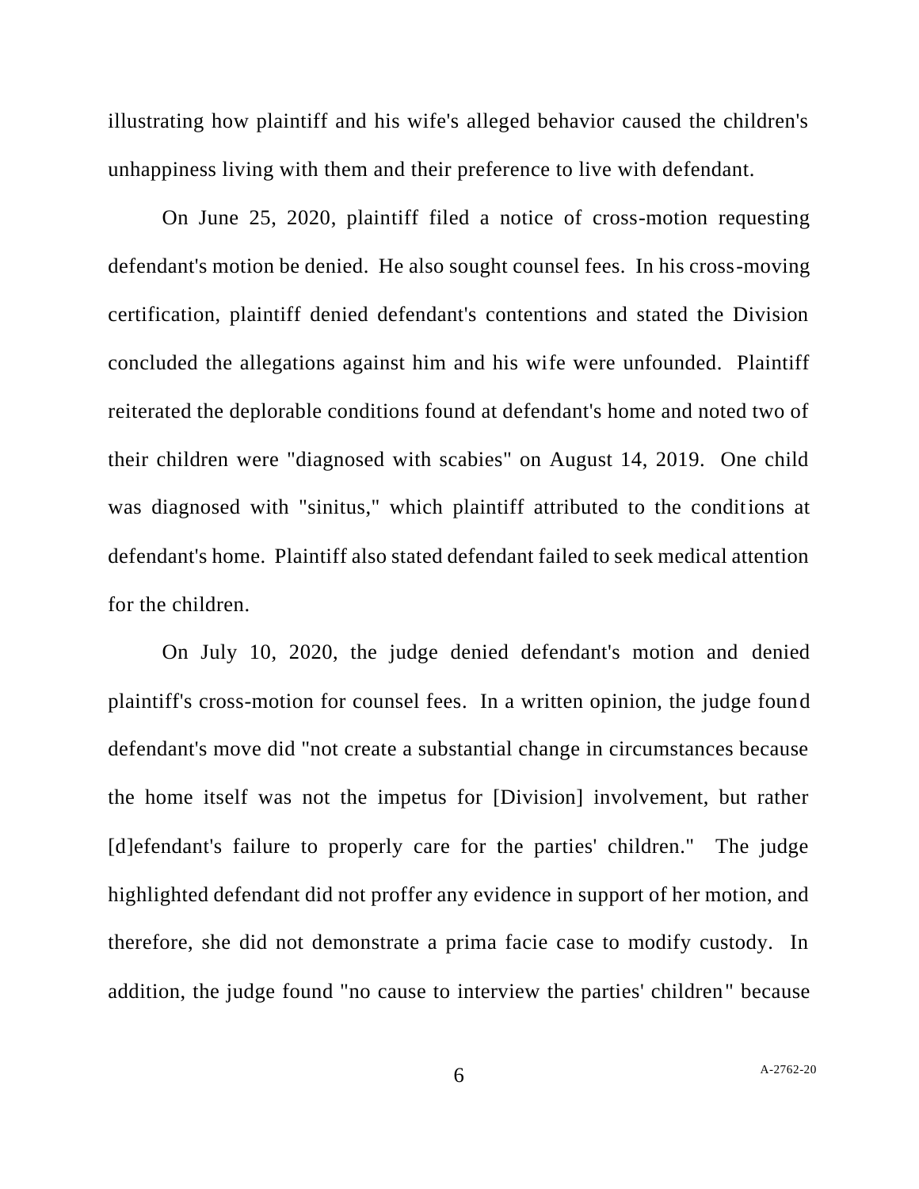illustrating how plaintiff and his wife's alleged behavior caused the children's unhappiness living with them and their preference to live with defendant.

On June 25, 2020, plaintiff filed a notice of cross-motion requesting defendant's motion be denied. He also sought counsel fees. In his cross-moving certification, plaintiff denied defendant's contentions and stated the Division concluded the allegations against him and his wife were unfounded. Plaintiff reiterated the deplorable conditions found at defendant's home and noted two of their children were "diagnosed with scabies" on August 14, 2019. One child was diagnosed with "sinitus," which plaintiff attributed to the conditions at defendant's home. Plaintiff also stated defendant failed to seek medical attention for the children.

On July 10, 2020, the judge denied defendant's motion and denied plaintiff's cross-motion for counsel fees. In a written opinion, the judge found defendant's move did "not create a substantial change in circumstances because the home itself was not the impetus for [Division] involvement, but rather [d]efendant's failure to properly care for the parties' children." The judge highlighted defendant did not proffer any evidence in support of her motion, and therefore, she did not demonstrate a prima facie case to modify custody. In addition, the judge found "no cause to interview the parties' children" because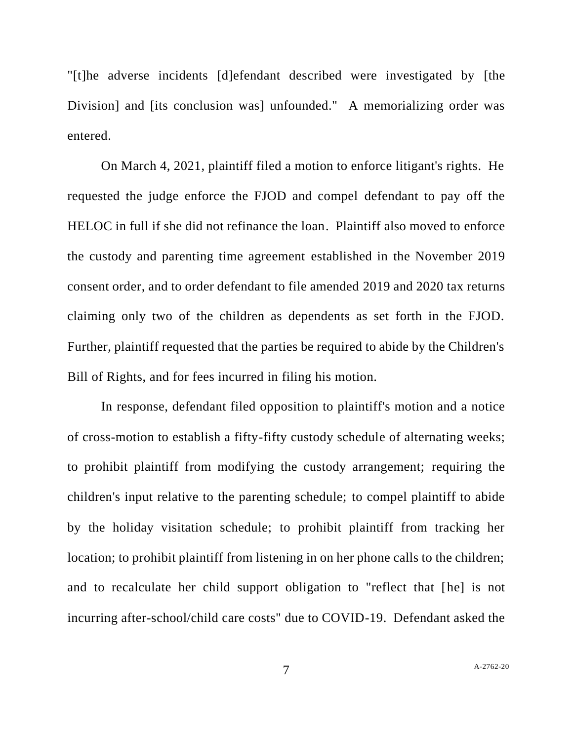"[t]he adverse incidents [d]efendant described were investigated by [the Division] and [its conclusion was] unfounded." A memorializing order was entered.

On March 4, 2021, plaintiff filed a motion to enforce litigant's rights. He requested the judge enforce the FJOD and compel defendant to pay off the HELOC in full if she did not refinance the loan. Plaintiff also moved to enforce the custody and parenting time agreement established in the November 2019 consent order, and to order defendant to file amended 2019 and 2020 tax returns claiming only two of the children as dependents as set forth in the FJOD. Further, plaintiff requested that the parties be required to abide by the Children's Bill of Rights, and for fees incurred in filing his motion.

In response, defendant filed opposition to plaintiff's motion and a notice of cross-motion to establish a fifty-fifty custody schedule of alternating weeks; to prohibit plaintiff from modifying the custody arrangement; requiring the children's input relative to the parenting schedule; to compel plaintiff to abide by the holiday visitation schedule; to prohibit plaintiff from tracking her location; to prohibit plaintiff from listening in on her phone calls to the children; and to recalculate her child support obligation to "reflect that [he] is not incurring after-school/child care costs" due to COVID-19. Defendant asked the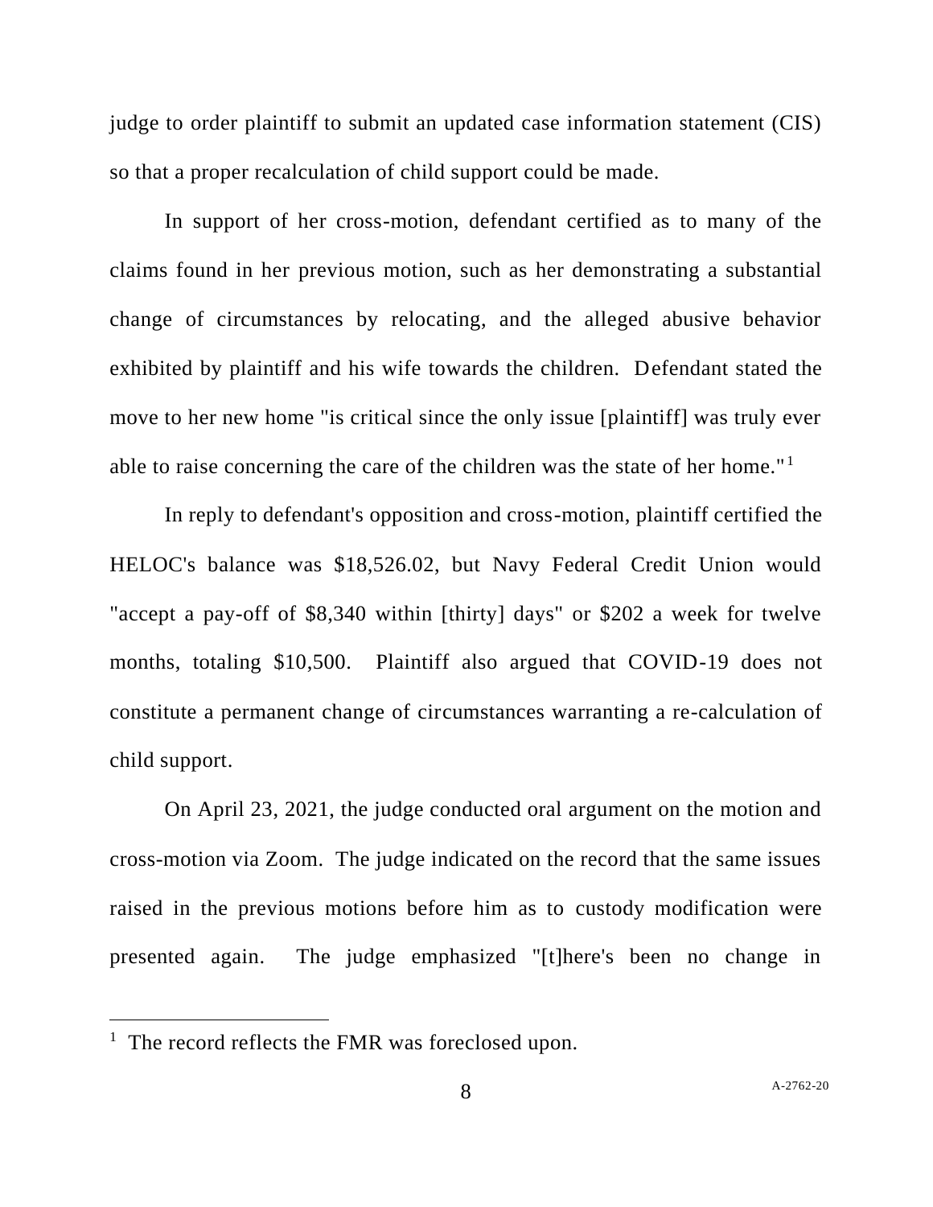judge to order plaintiff to submit an updated case information statement (CIS) so that a proper recalculation of child support could be made.

In support of her cross-motion, defendant certified as to many of the claims found in her previous motion, such as her demonstrating a substantial change of circumstances by relocating, and the alleged abusive behavior exhibited by plaintiff and his wife towards the children. Defendant stated the move to her new home "is critical since the only issue [plaintiff] was truly ever able to raise concerning the care of the children was the state of her home."[1]

In reply to defendant's opposition and cross-motion, plaintiff certified the HELOC's balance was $18,526.02, but Navy Federal Credit Union would "accept a pay-off of $8,340 within [thirty] days" or $202 a week for twelve months, totaling $10,500. Plaintiff also argued that COVID-19 does not constitute a permanent change of circumstances warranting a re-calculation of child support.

On April 23, 2021, the judge conducted oral argument on the motion and cross-motion via Zoom. The judge indicated on the record that the same issues raised in the previous motions before him as to custody modification were presented again. The judge emphasized "[t]here's been no change in

---

[1] The record reflects the FMR was foreclosed upon.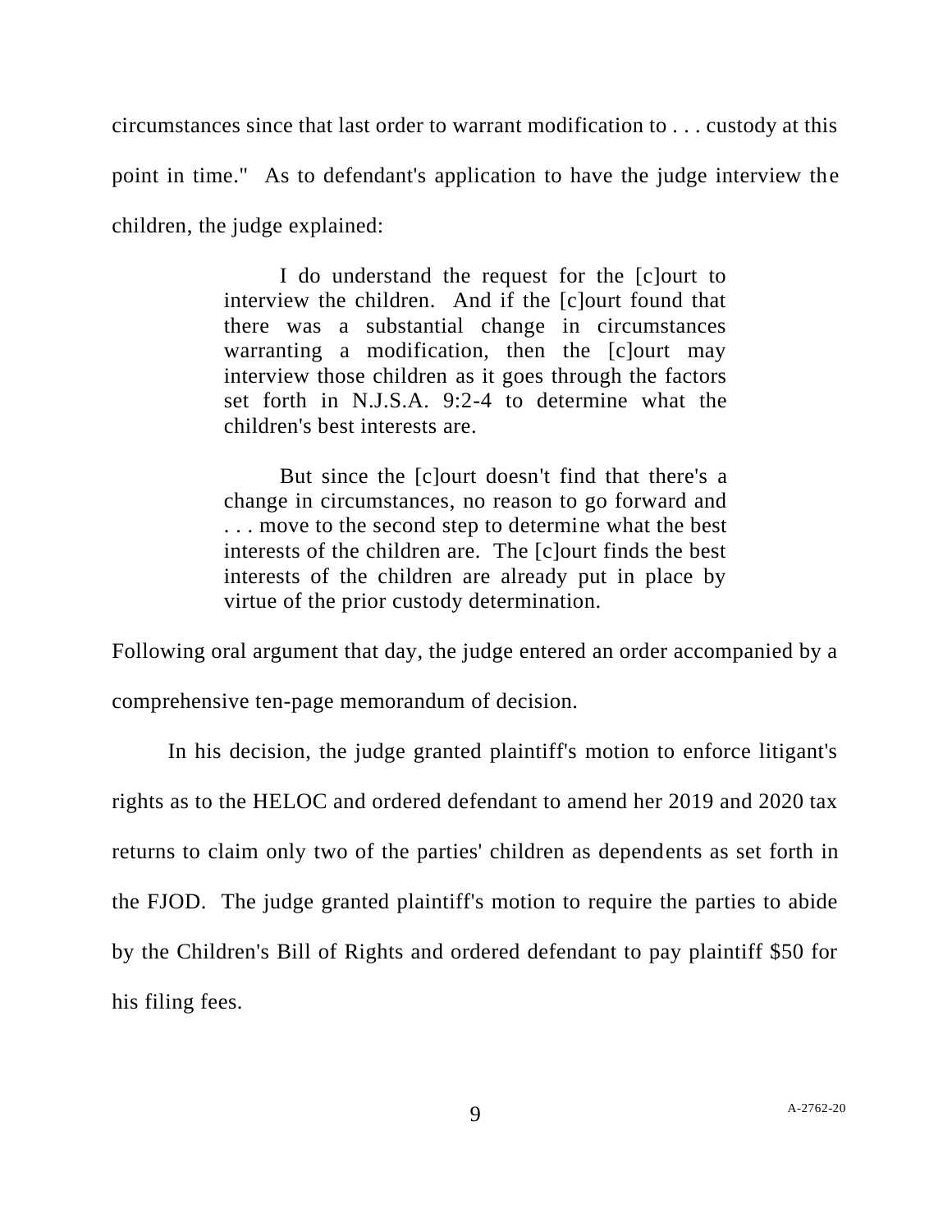circumstances since that last order to warrant modification to . . . custody at this point in time." As to defendant's application to have the judge interview the children, the judge explained:

> I do understand the request for the [c]ourt to interview the children. And if the [c]ourt found that there was a substantial change in circumstances warranting a modification, then the [c]ourt may interview those children as it goes through the factors set forth in N.J.S.A. 9:2-4 to determine what the children's best interests are.
>
> But since the [c]ourt doesn't find that there's a change in circumstances, no reason to go forward and . . . move to the second step to determine what the best interests of the children are. The [c]ourt finds the best interests of the children are already put in place by virtue of the prior custody determination.

Following oral argument that day, the judge entered an order accompanied by a comprehensive ten-page memorandum of decision.

In his decision, the judge granted plaintiff's motion to enforce litigant's rights as to the HELOC and ordered defendant to amend her 2019 and 2020 tax returns to claim only two of the parties' children as dependents as set forth in the FJOD. The judge granted plaintiff's motion to require the parties to abide by the Children's Bill of Rights and ordered defendant to pay plaintiff $50 for his filing fees.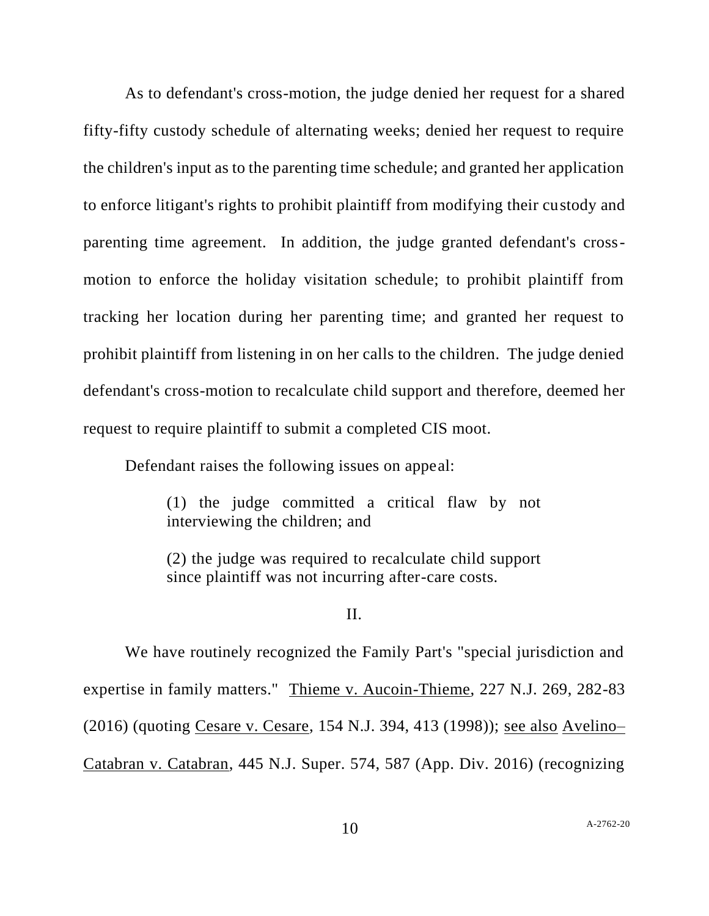As to defendant's cross-motion, the judge denied her request for a shared fifty-fifty custody schedule of alternating weeks; denied her request to require the children's input as to the parenting time schedule; and granted her application to enforce litigant's rights to prohibit plaintiff from modifying their custody and parenting time agreement. In addition, the judge granted defendant's cross-motion to enforce the holiday visitation schedule; to prohibit plaintiff from tracking her location during her parenting time; and granted her request to prohibit plaintiff from listening in on her calls to the children. The judge denied defendant's cross-motion to recalculate child support and therefore, deemed her request to require plaintiff to submit a completed CIS moot.

Defendant raises the following issues on appeal:

> (1) the judge committed a critical flaw by not interviewing the children; and
>
> (2) the judge was required to recalculate child support since plaintiff was not incurring after-care costs.

## II.

We have routinely recognized the Family Part's "special jurisdiction and expertise in family matters." Thieme v. Aucoin-Thieme, 227 N.J. 269, 282-83 (2016) (quoting Cesare v. Cesare, 154 N.J. 394, 413 (1998)); see also Avelino–Catabran v. Catabran, 445 N.J. Super. 574, 587 (App. Div. 2016) (recognizing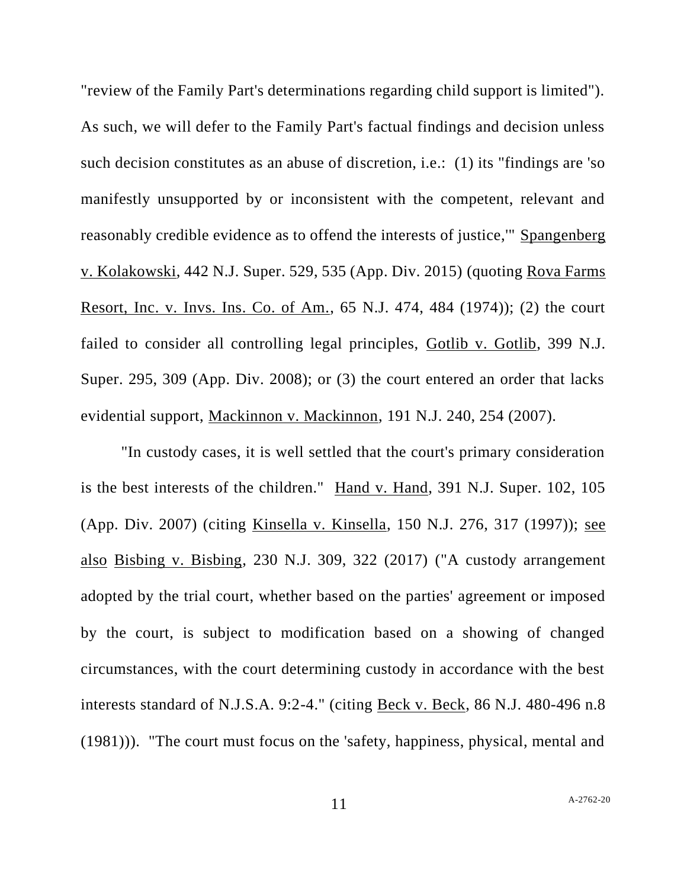"review of the Family Part's determinations regarding child support is limited"). As such, we will defer to the Family Part's factual findings and decision unless such decision constitutes as an abuse of discretion, i.e.: (1) its "findings are 'so manifestly unsupported by or inconsistent with the competent, relevant and reasonably credible evidence as to offend the interests of justice,'" Spangenberg v. Kolakowski, 442 N.J. Super. 529, 535 (App. Div. 2015) (quoting Rova Farms Resort, Inc. v. Invs. Ins. Co. of Am., 65 N.J. 474, 484 (1974)); (2) the court failed to consider all controlling legal principles, Gotlib v. Gotlib, 399 N.J. Super. 295, 309 (App. Div. 2008); or (3) the court entered an order that lacks evidential support, Mackinnon v. Mackinnon, 191 N.J. 240, 254 (2007).

"In custody cases, it is well settled that the court's primary consideration is the best interests of the children." Hand v. Hand, 391 N.J. Super. 102, 105 (App. Div. 2007) (citing Kinsella v. Kinsella, 150 N.J. 276, 317 (1997)); see also Bisbing v. Bisbing, 230 N.J. 309, 322 (2017) ("A custody arrangement adopted by the trial court, whether based on the parties' agreement or imposed by the court, is subject to modification based on a showing of changed circumstances, with the court determining custody in accordance with the best interests standard of N.J.S.A. 9:2-4." (citing Beck v. Beck, 86 N.J. 480-496 n.8 (1981))). "The court must focus on the 'safety, happiness, physical, mental and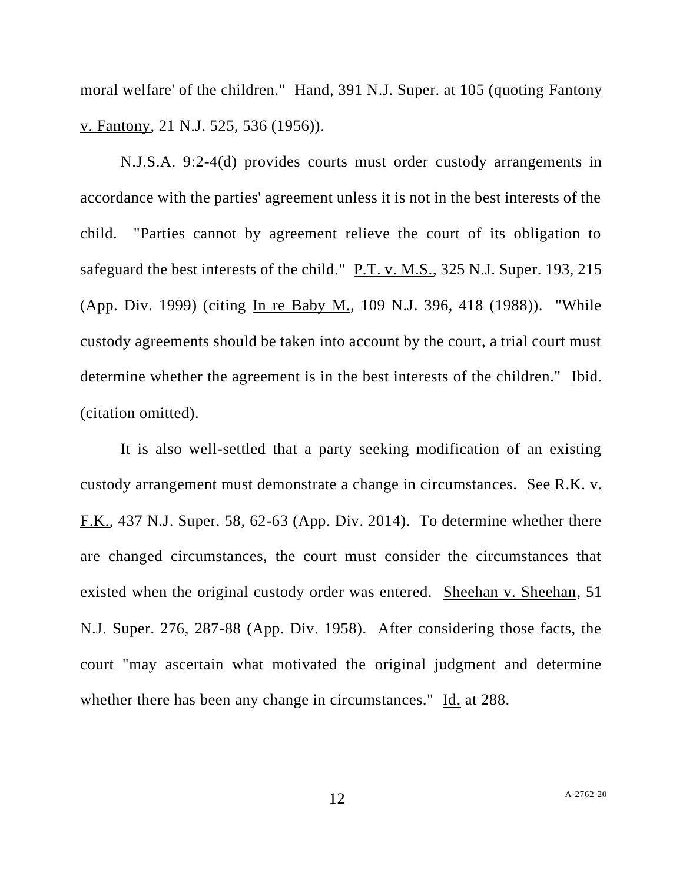moral welfare' of the children." Hand, 391 N.J. Super. at 105 (quoting Fantony v. Fantony, 21 N.J. 525, 536 (1956)).

N.J.S.A. 9:2-4(d) provides courts must order custody arrangements in accordance with the parties' agreement unless it is not in the best interests of the child. "Parties cannot by agreement relieve the court of its obligation to safeguard the best interests of the child." P.T. v. M.S., 325 N.J. Super. 193, 215 (App. Div. 1999) (citing In re Baby M., 109 N.J. 396, 418 (1988)). "While custody agreements should be taken into account by the court, a trial court must determine whether the agreement is in the best interests of the children." Ibid. (citation omitted).

It is also well-settled that a party seeking modification of an existing custody arrangement must demonstrate a change in circumstances. See R.K. v. F.K., 437 N.J. Super. 58, 62-63 (App. Div. 2014). To determine whether there are changed circumstances, the court must consider the circumstances that existed when the original custody order was entered. Sheehan v. Sheehan, 51 N.J. Super. 276, 287-88 (App. Div. 1958). After considering those facts, the court "may ascertain what motivated the original judgment and determine whether there has been any change in circumstances." Id. at 288.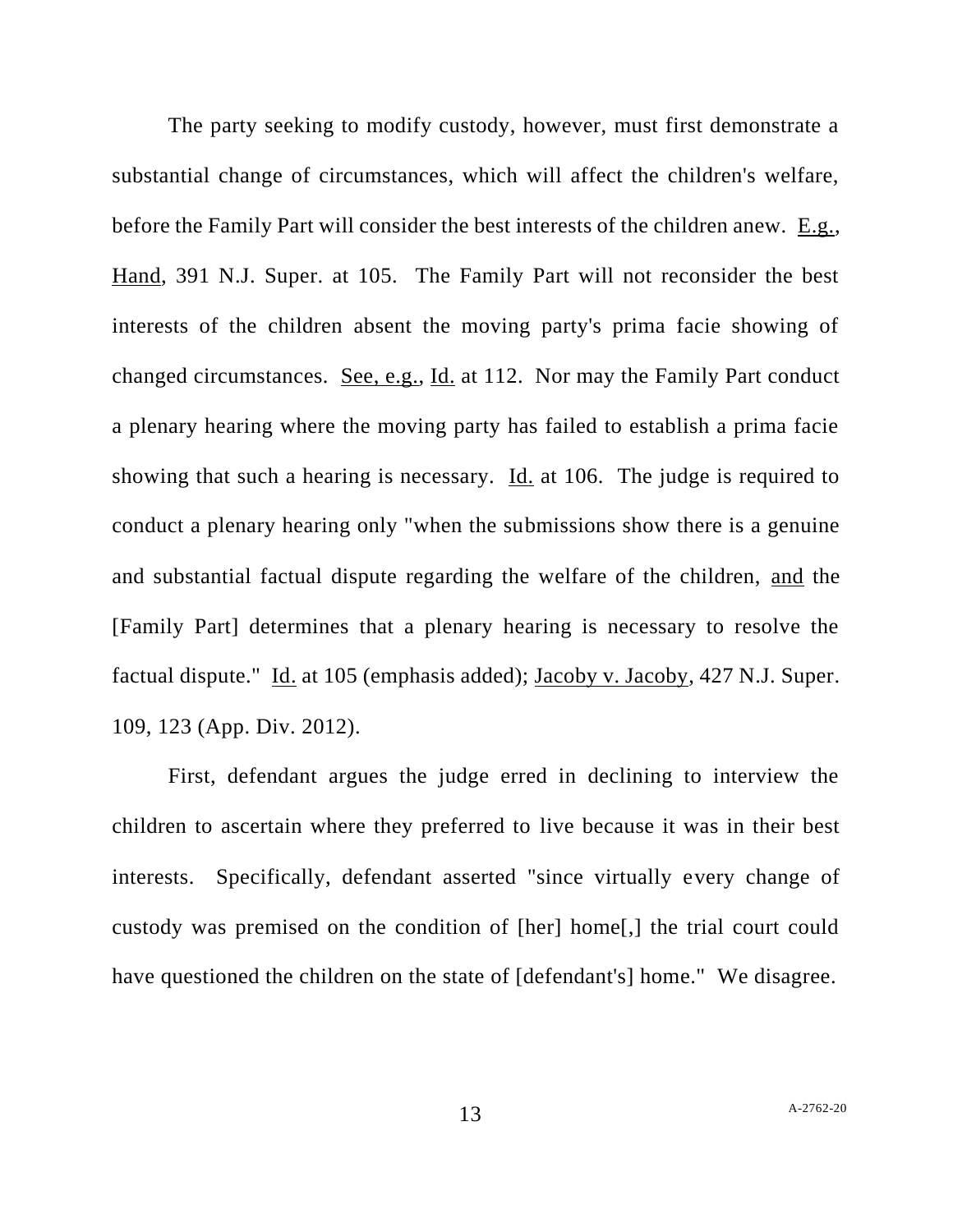The party seeking to modify custody, however, must first demonstrate a substantial change of circumstances, which will affect the children's welfare, before the Family Part will consider the best interests of the children anew. E.g., Hand, 391 N.J. Super. at 105. The Family Part will not reconsider the best interests of the children absent the moving party's prima facie showing of changed circumstances. See, e.g., Id. at 112. Nor may the Family Part conduct a plenary hearing where the moving party has failed to establish a prima facie showing that such a hearing is necessary. Id. at 106. The judge is required to conduct a plenary hearing only "when the submissions show there is a genuine and substantial factual dispute regarding the welfare of the children, and the [Family Part] determines that a plenary hearing is necessary to resolve the factual dispute." Id. at 105 (emphasis added); Jacoby v. Jacoby, 427 N.J. Super. 109, 123 (App. Div. 2012).

First, defendant argues the judge erred in declining to interview the children to ascertain where they preferred to live because it was in their best interests. Specifically, defendant asserted "since virtually every change of custody was premised on the condition of [her] home[,] the trial court could have questioned the children on the state of [defendant's] home." We disagree.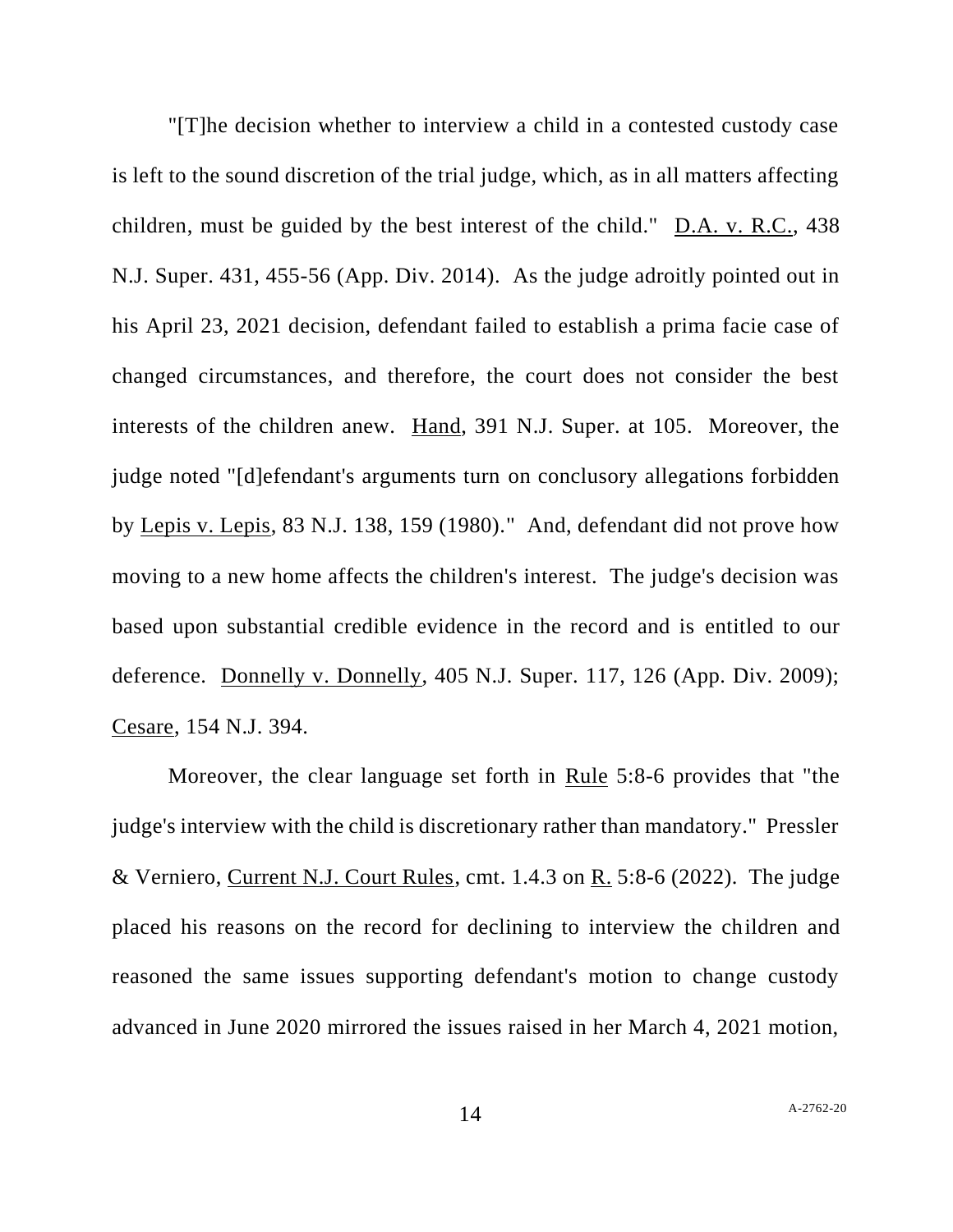"[T]he decision whether to interview a child in a contested custody case is left to the sound discretion of the trial judge, which, as in all matters affecting children, must be guided by the best interest of the child." D.A. v. R.C., 438 N.J. Super. 431, 455-56 (App. Div. 2014). As the judge adroitly pointed out in his April 23, 2021 decision, defendant failed to establish a prima facie case of changed circumstances, and therefore, the court does not consider the best interests of the children anew. Hand, 391 N.J. Super. at 105. Moreover, the judge noted "[d]efendant's arguments turn on conclusory allegations forbidden by Lepis v. Lepis, 83 N.J. 138, 159 (1980)." And, defendant did not prove how moving to a new home affects the children's interest. The judge's decision was based upon substantial credible evidence in the record and is entitled to our deference. Donnelly v. Donnelly, 405 N.J. Super. 117, 126 (App. Div. 2009); Cesare, 154 N.J. 394.

Moreover, the clear language set forth in Rule 5:8-6 provides that "the judge's interview with the child is discretionary rather than mandatory." Pressler & Verniero, Current N.J. Court Rules, cmt. 1.4.3 on R. 5:8-6 (2022). The judge placed his reasons on the record for declining to interview the children and reasoned the same issues supporting defendant's motion to change custody advanced in June 2020 mirrored the issues raised in her March 4, 2021 motion,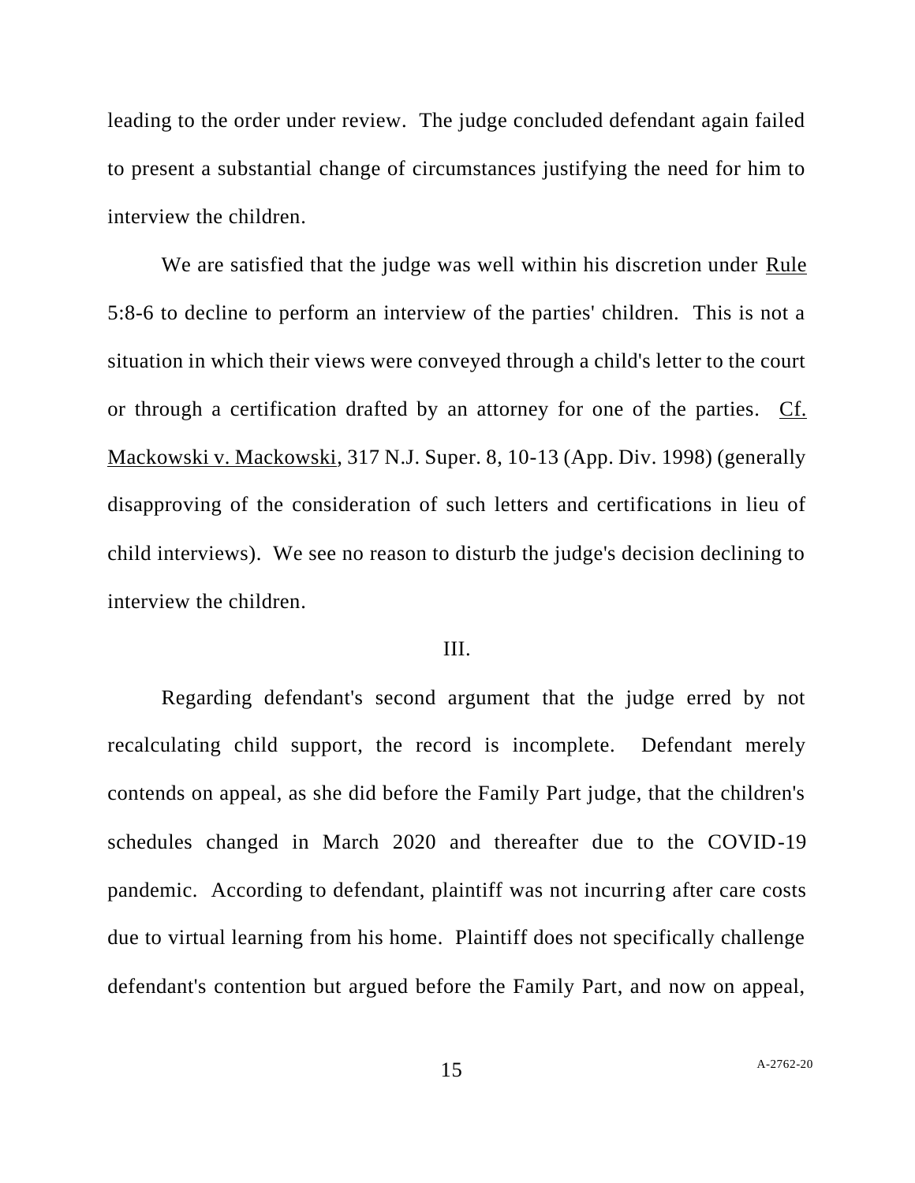leading to the order under review. The judge concluded defendant again failed to present a substantial change of circumstances justifying the need for him to interview the children.

We are satisfied that the judge was well within his discretion under Rule 5:8-6 to decline to perform an interview of the parties' children. This is not a situation in which their views were conveyed through a child's letter to the court or through a certification drafted by an attorney for one of the parties. Cf. Mackowski v. Mackowski, 317 N.J. Super. 8, 10-13 (App. Div. 1998) (generally disapproving of the consideration of such letters and certifications in lieu of child interviews). We see no reason to disturb the judge's decision declining to interview the children.

III.

Regarding defendant's second argument that the judge erred by not recalculating child support, the record is incomplete. Defendant merely contends on appeal, as she did before the Family Part judge, that the children's schedules changed in March 2020 and thereafter due to the COVID-19 pandemic. According to defendant, plaintiff was not incurring after care costs due to virtual learning from his home. Plaintiff does not specifically challenge defendant's contention but argued before the Family Part, and now on appeal,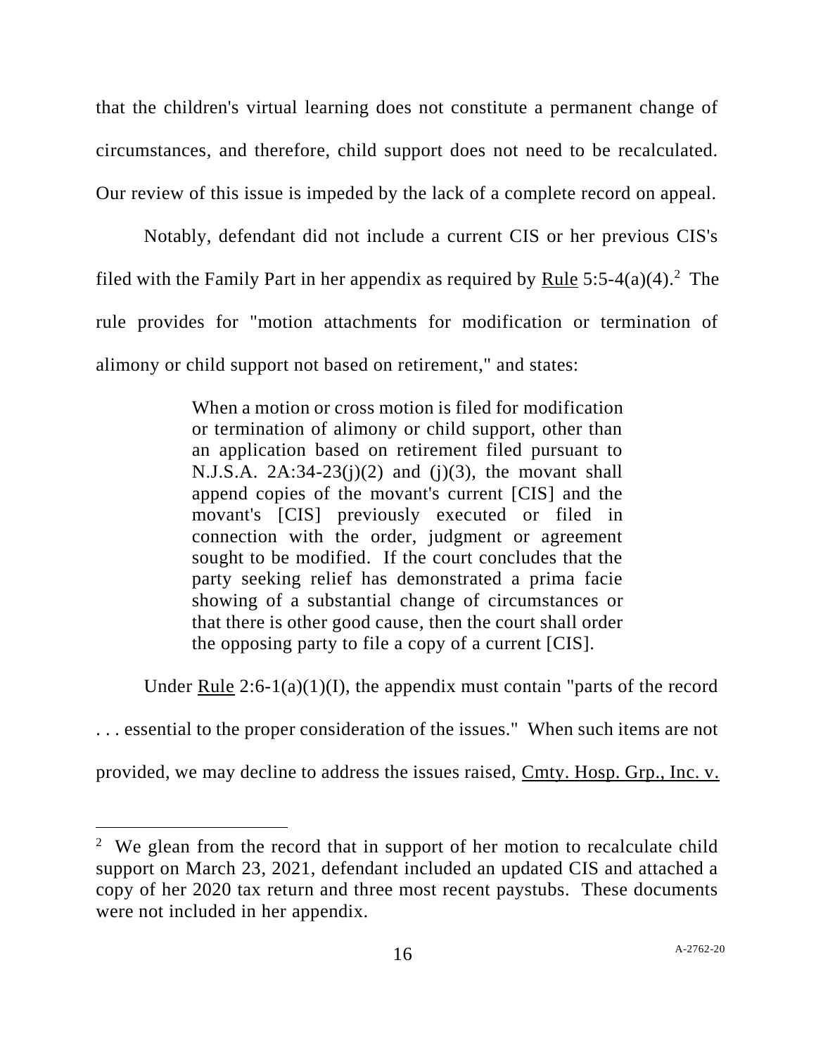that the children's virtual learning does not constitute a permanent change of circumstances, and therefore, child support does not need to be recalculated. Our review of this issue is impeded by the lack of a complete record on appeal.

Notably, defendant did not include a current CIS or her previous CIS's filed with the Family Part in her appendix as required by Rule 5:5-4(a)(4).[2] The rule provides for "motion attachments for modification or termination of alimony or child support not based on retirement," and states:

> When a motion or cross motion is filed for modification or termination of alimony or child support, other than an application based on retirement filed pursuant to N.J.S.A. 2A:34-23(j)(2) and (j)(3), the movant shall append copies of the movant's current [CIS] and the movant's [CIS] previously executed or filed in connection with the order, judgment or agreement sought to be modified. If the court concludes that the party seeking relief has demonstrated a prima facie showing of a substantial change of circumstances or that there is other good cause, then the court shall order the opposing party to file a copy of a current [CIS].

Under Rule 2:6-1(a)(1)(I), the appendix must contain "parts of the record . . . essential to the proper consideration of the issues." When such items are not provided, we may decline to address the issues raised, Cmty. Hosp. Grp., Inc. v.

---

[2] We glean from the record that in support of her motion to recalculate child support on March 23, 2021, defendant included an updated CIS and attached a copy of her 2020 tax return and three most recent paystubs. These documents were not included in her appendix.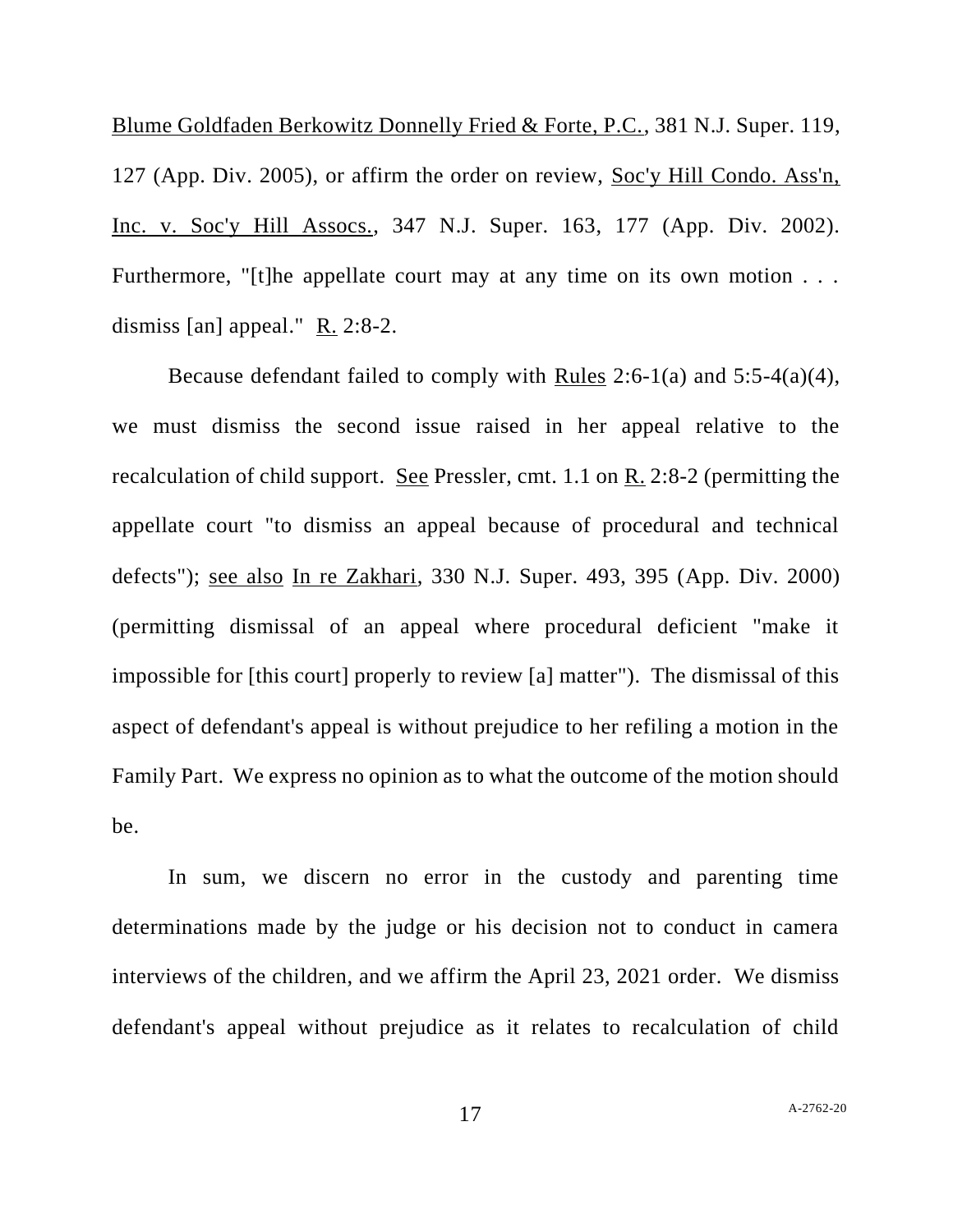Blume Goldfaden Berkowitz Donnelly Fried & Forte, P.C., 381 N.J. Super. 119, 127 (App. Div. 2005), or affirm the order on review, Soc'y Hill Condo. Ass'n, Inc. v. Soc'y Hill Assocs., 347 N.J. Super. 163, 177 (App. Div. 2002). Furthermore, "[t]he appellate court may at any time on its own motion . . . dismiss [an] appeal." R. 2:8-2.

Because defendant failed to comply with Rules 2:6-1(a) and 5:5-4(a)(4), we must dismiss the second issue raised in her appeal relative to the recalculation of child support. See Pressler, cmt. 1.1 on R. 2:8-2 (permitting the appellate court "to dismiss an appeal because of procedural and technical defects"); see also In re Zakhari, 330 N.J. Super. 493, 395 (App. Div. 2000) (permitting dismissal of an appeal where procedural deficient "make it impossible for [this court] properly to review [a] matter"). The dismissal of this aspect of defendant's appeal is without prejudice to her refiling a motion in the Family Part. We express no opinion as to what the outcome of the motion should be.

In sum, we discern no error in the custody and parenting time determinations made by the judge or his decision not to conduct in camera interviews of the children, and we affirm the April 23, 2021 order. We dismiss defendant's appeal without prejudice as it relates to recalculation of child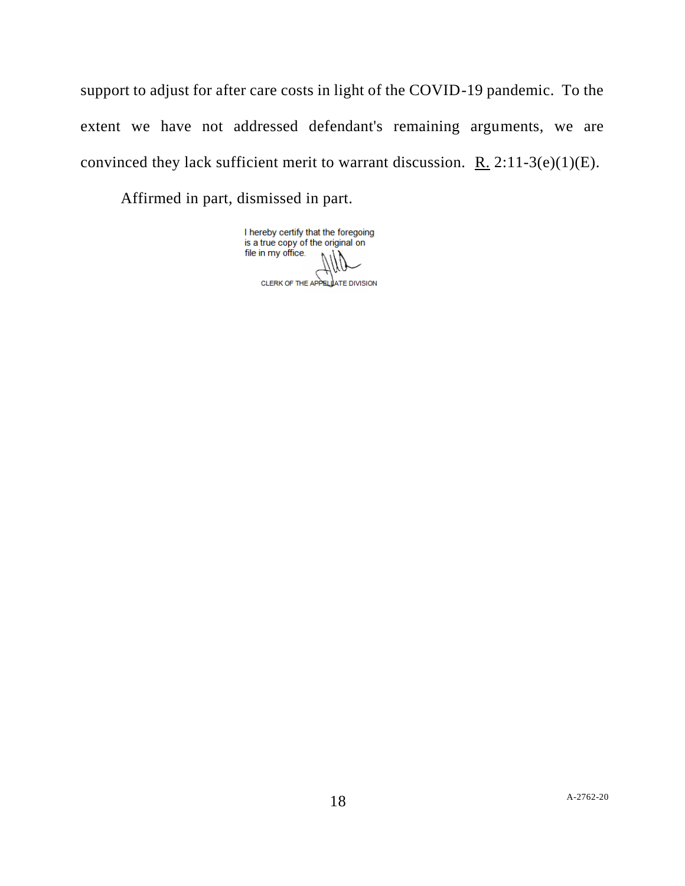support to adjust for after care costs in light of the COVID-19 pandemic. To the extent we have not addressed defendant's remaining arguments, we are convinced they lack sufficient merit to warrant discussion. R. 2:11-3(e)(1)(E).

Affirmed in part, dismissed in part.

I hereby certify that the foregoing is a true copy of the original on file in my office.

CLERK OF THE APPELLATE DIVISION